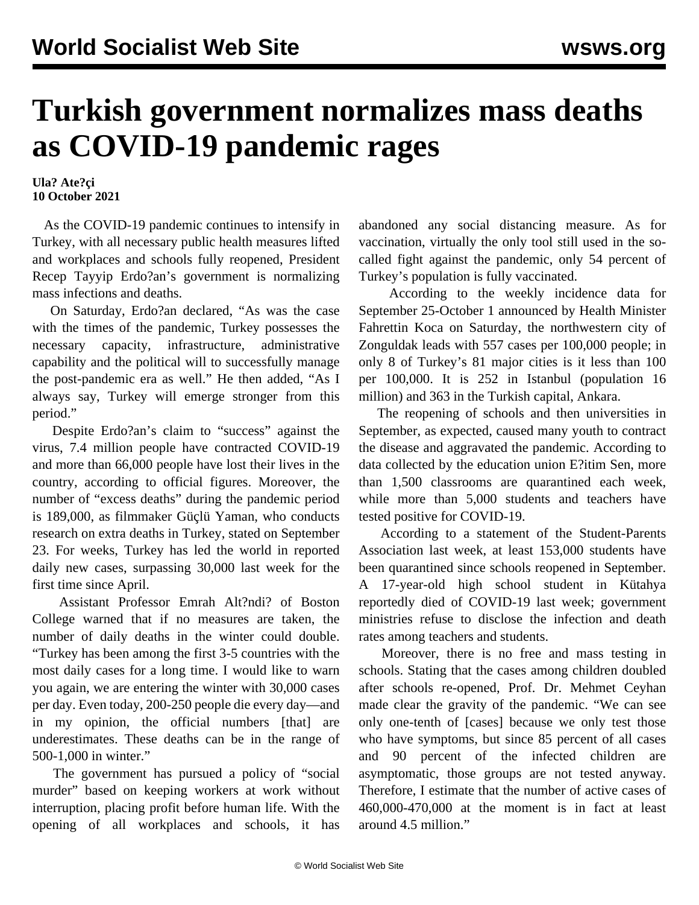# Turkish government normalizes mass deaths as COVID-19 pandemic rages

**Ula? Ate?çi**
**10 October 2021**

As the COVID-19 pandemic continues to intensify in Turkey, with all necessary public health measures lifted and workplaces and schools fully reopened, President Recep Tayyip Erdo?an's government is normalizing mass infections and deaths.

On Saturday, Erdo?an declared, "As was the case with the times of the pandemic, Turkey possesses the necessary capacity, infrastructure, administrative capability and the political will to successfully manage the post-pandemic era as well." He then added, "As I always say, Turkey will emerge stronger from this period."

Despite Erdo?an's claim to "success" against the virus, 7.4 million people have contracted COVID-19 and more than 66,000 people have lost their lives in the country, according to official figures. Moreover, the number of "excess deaths" during the pandemic period is 189,000, as filmmaker Güçlü Yaman, who conducts research on extra deaths in Turkey, stated on September 23. For weeks, Turkey has led the world in reported daily new cases, surpassing 30,000 last week for the first time since April.

Assistant Professor Emrah Alt?ndi? of Boston College warned that if no measures are taken, the number of daily deaths in the winter could double. "Turkey has been among the first 3-5 countries with the most daily cases for a long time. I would like to warn you again, we are entering the winter with 30,000 cases per day. Even today, 200-250 people die every day—and in my opinion, the official numbers [that] are underestimates. These deaths can be in the range of 500-1,000 in winter."

The government has pursued a policy of "social murder" based on keeping workers at work without interruption, placing profit before human life. With the opening of all workplaces and schools, it has abandoned any social distancing measure. As for vaccination, virtually the only tool still used in the so-called fight against the pandemic, only 54 percent of Turkey's population is fully vaccinated.

According to the weekly incidence data for September 25-October 1 announced by Health Minister Fahrettin Koca on Saturday, the northwestern city of Zonguldak leads with 557 cases per 100,000 people; in only 8 of Turkey's 81 major cities is it less than 100 per 100,000. It is 252 in Istanbul (population 16 million) and 363 in the Turkish capital, Ankara.

The reopening of schools and then universities in September, as expected, caused many youth to contract the disease and aggravated the pandemic. According to data collected by the education union E?itim Sen, more than 1,500 classrooms are quarantined each week, while more than 5,000 students and teachers have tested positive for COVID-19.

According to a statement of the Student-Parents Association last week, at least 153,000 students have been quarantined since schools reopened in September. A 17-year-old high school student in Kütahya reportedly died of COVID-19 last week; government ministries refuse to disclose the infection and death rates among teachers and students.

Moreover, there is no free and mass testing in schools. Stating that the cases among children doubled after schools re-opened, Prof. Dr. Mehmet Ceyhan made clear the gravity of the pandemic. "We can see only one-tenth of [cases] because we only test those who have symptoms, but since 85 percent of all cases and 90 percent of the infected children are asymptomatic, those groups are not tested anyway. Therefore, I estimate that the number of active cases of 460,000-470,000 at the moment is in fact at least around 4.5 million."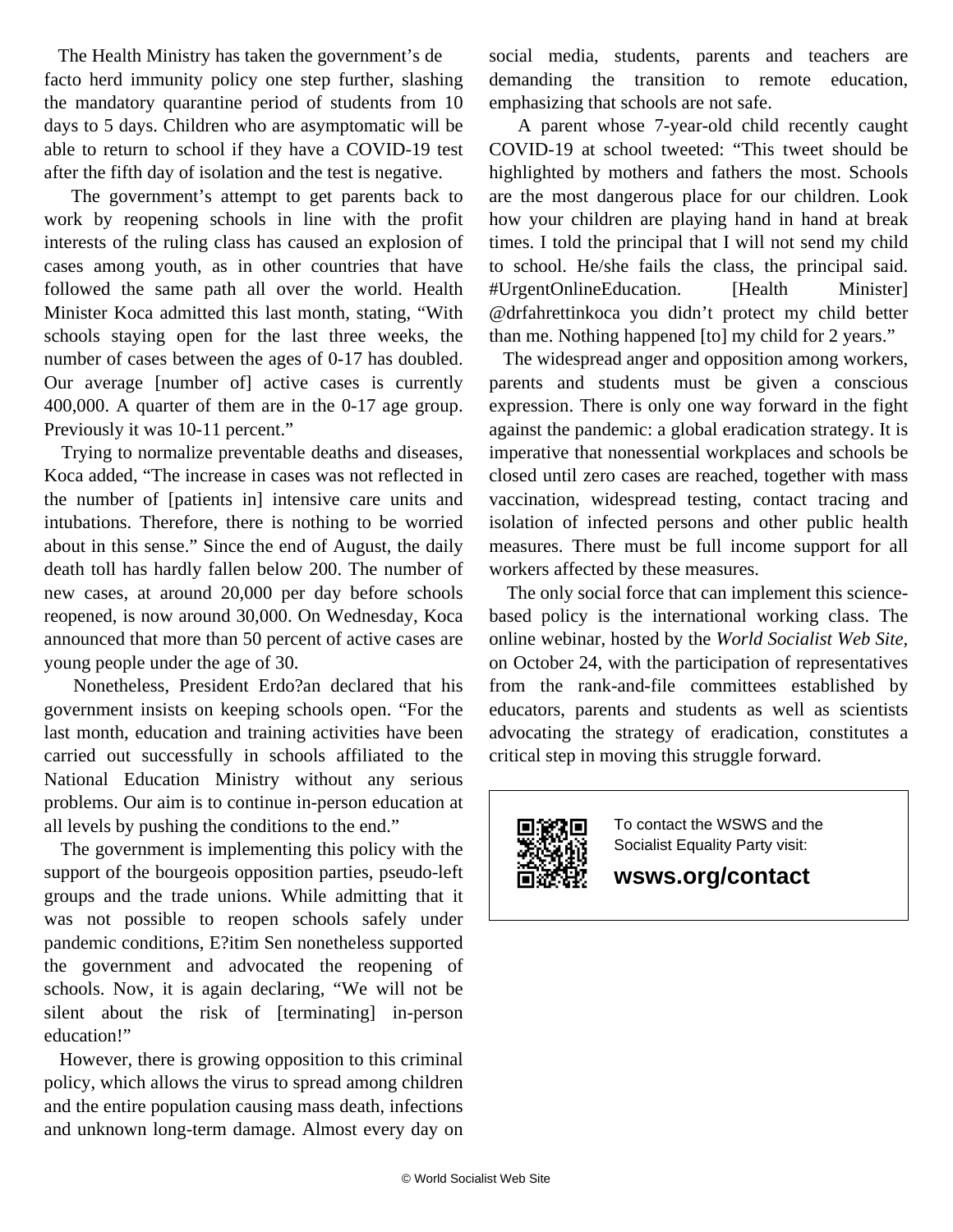The Health Ministry has taken the government's de facto herd immunity policy one step further, slashing the mandatory quarantine period of students from 10 days to 5 days. Children who are asymptomatic will be able to return to school if they have a COVID-19 test after the fifth day of isolation and the test is negative.

The government's attempt to get parents back to work by reopening schools in line with the profit interests of the ruling class has caused an explosion of cases among youth, as in other countries that have followed the same path all over the world. Health Minister Koca admitted this last month, stating, "With schools staying open for the last three weeks, the number of cases between the ages of 0-17 has doubled. Our average [number of] active cases is currently 400,000. A quarter of them are in the 0-17 age group. Previously it was 10-11 percent."

Trying to normalize preventable deaths and diseases, Koca added, "The increase in cases was not reflected in the number of [patients in] intensive care units and intubations. Therefore, there is nothing to be worried about in this sense." Since the end of August, the daily death toll has hardly fallen below 200. The number of new cases, at around 20,000 per day before schools reopened, is now around 30,000. On Wednesday, Koca announced that more than 50 percent of active cases are young people under the age of 30.

Nonetheless, President Erdo?an declared that his government insists on keeping schools open. "For the last month, education and training activities have been carried out successfully in schools affiliated to the National Education Ministry without any serious problems. Our aim is to continue in-person education at all levels by pushing the conditions to the end."

The government is implementing this policy with the support of the bourgeois opposition parties, pseudo-left groups and the trade unions. While admitting that it was not possible to reopen schools safely under pandemic conditions, E?itim Sen nonetheless supported the government and advocated the reopening of schools. Now, it is again declaring, "We will not be silent about the risk of [terminating] in-person education!"

However, there is growing opposition to this criminal policy, which allows the virus to spread among children and the entire population causing mass death, infections and unknown long-term damage. Almost every day on social media, students, parents and teachers are demanding the transition to remote education, emphasizing that schools are not safe.

A parent whose 7-year-old child recently caught COVID-19 at school tweeted: "This tweet should be highlighted by mothers and fathers the most. Schools are the most dangerous place for our children. Look how your children are playing hand in hand at break times. I told the principal that I will not send my child to school. He/she fails the class, the principal said. #UrgentOnlineEducation. [Health Minister] @drfahrettinkoca you didn't protect my child better than me. Nothing happened [to] my child for 2 years."

The widespread anger and opposition among workers, parents and students must be given a conscious expression. There is only one way forward in the fight against the pandemic: a global eradication strategy. It is imperative that nonessential workplaces and schools be closed until zero cases are reached, together with mass vaccination, widespread testing, contact tracing and isolation of infected persons and other public health measures. There must be full income support for all workers affected by these measures.

The only social force that can implement this science-based policy is the international working class. The online webinar, hosted by the *World Socialist Web Site*, on October 24, with the participation of representatives from the rank-and-file committees established by educators, parents and students as well as scientists advocating the strategy of eradication, constitutes a critical step in moving this struggle forward.

To contact the WSWS and the Socialist Equality Party visit:

**wsws.org/contact**